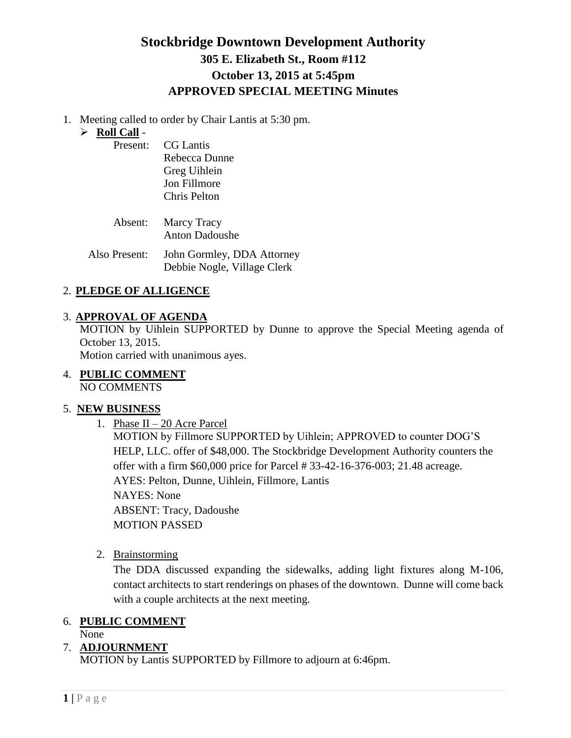# Stockbridge Downtown Development Authority

## 305 E. Elizabeth St., Room #112

## October 13, 2015 at 5:45pm

## APPROVED SPECIAL MEETING Minutes

1. Meeting called to order by Chair Lantis at 5:30 pm.
   - **Roll Call** -

     Present: CG Lantis
     Rebecca Dunne
     Greg Uihlein
     Jon Fillmore
     Chris Pelton

     Absent: Marcy Tracy
     Anton Dadoushe

     Also Present: John Gormley, DDA Attorney
     Debbie Nogle, Village Clerk

2. **PLEDGE OF ALLIGENCE**

3. **APPROVAL OF AGENDA**
   MOTION by Uihlein SUPPORTED by Dunne to approve the Special Meeting agenda of October 13, 2015.
   Motion carried with unanimous ayes.

4. **PUBLIC COMMENT**
   NO COMMENTS

5. **NEW BUSINESS**
   1. Phase II – 20 Acre Parcel
      MOTION by Fillmore SUPPORTED by Uihlein; APPROVED to counter DOG'S HELP, LLC. offer of $48,000. The Stockbridge Development Authority counters the offer with a firm $60,000 price for Parcel # 33-42-16-376-003; 21.48 acreage.
      AYES: Pelton, Dunne, Uihlein, Fillmore, Lantis
      NAYES: None
      ABSENT: Tracy, Dadoushe
      MOTION PASSED

   2. Brainstorming
      The DDA discussed expanding the sidewalks, adding light fixtures along M-106, contact architects to start renderings on phases of the downtown. Dunne will come back with a couple architects at the next meeting.

6. **PUBLIC COMMENT**
   None

7. **ADJOURNMENT**
   MOTION by Lantis SUPPORTED by Fillmore to adjourn at 6:46pm.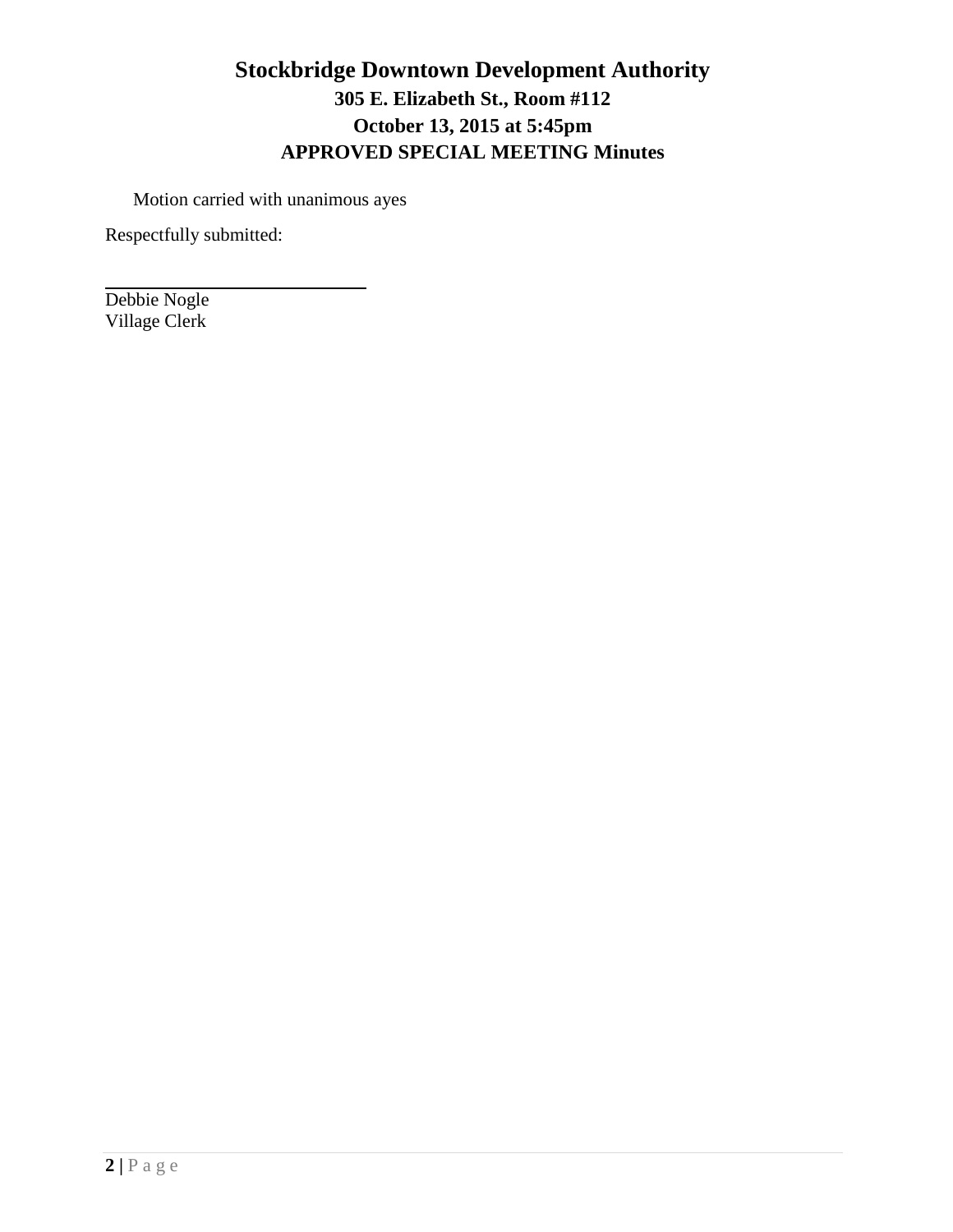# Stockbridge Downtown Development Authority

### 305 E. Elizabeth St., Room #112
### October 13, 2015 at 5:45pm
### APPROVED SPECIAL MEETING Minutes

Motion carried with unanimous ayes

Respectfully submitted:

\_\_\_\_\_\_\_\_\_\_\_\_\_\_\_\_\_\_\_\_\_\_\_\_\_\_\_\_\_\_

Debbie Nogle
Village Clerk